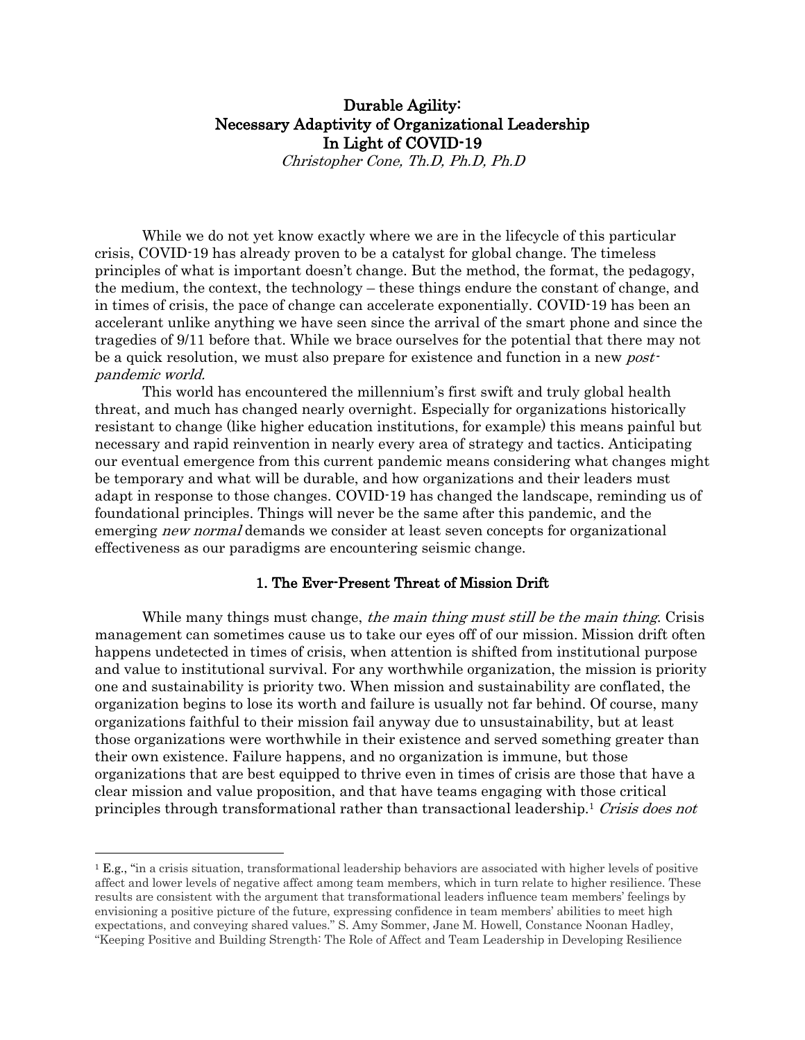# Durable Agility: Necessary Adaptivity of Organizational Leadership In Light of COVID-19

*Christopher Cone, Th.D, Ph.D, Ph.D*

While we do not yet know exactly where we are in the lifecycle of this particular crisis, COVID-19 has already proven to be a catalyst for global change. The timeless principles of what is important doesn't change. But the method, the format, the pedagogy, the medium, the context, the technology – these things endure the constant of change, and in times of crisis, the pace of change can accelerate exponentially. COVID-19 has been an accelerant unlike anything we have seen since the arrival of the smart phone and since the tragedies of 9/11 before that. While we brace ourselves for the potential that there may not be a quick resolution, we must also prepare for existence and function in a new *post-pandemic world.*

This world has encountered the millennium's first swift and truly global health threat, and much has changed nearly overnight. Especially for organizations historically resistant to change (like higher education institutions, for example) this means painful but necessary and rapid reinvention in nearly every area of strategy and tactics. Anticipating our eventual emergence from this current pandemic means considering what changes might be temporary and what will be durable, and how organizations and their leaders must adapt in response to those changes. COVID-19 has changed the landscape, reminding us of foundational principles. Things will never be the same after this pandemic, and the emerging *new normal* demands we consider at least seven concepts for organizational effectiveness as our paradigms are encountering seismic change.

## 1. The Ever-Present Threat of Mission Drift

While many things must change, *the main thing must still be the main thing*. Crisis management can sometimes cause us to take our eyes off of our mission. Mission drift often happens undetected in times of crisis, when attention is shifted from institutional purpose and value to institutional survival. For any worthwhile organization, the mission is priority one and sustainability is priority two. When mission and sustainability are conflated, the organization begins to lose its worth and failure is usually not far behind. Of course, many organizations faithful to their mission fail anyway due to unsustainability, but at least those organizations were worthwhile in their existence and served something greater than their own existence. Failure happens, and no organization is immune, but those organizations that are best equipped to thrive even in times of crisis are those that have a clear mission and value proposition, and that have teams engaging with those critical principles through transformational rather than transactional leadership.[1] *Crisis does not*

[1] E.g., "in a crisis situation, transformational leadership behaviors are associated with higher levels of positive affect and lower levels of negative affect among team members, which in turn relate to higher resilience. These results are consistent with the argument that transformational leaders influence team members' feelings by envisioning a positive picture of the future, expressing confidence in team members' abilities to meet high expectations, and conveying shared values." S. Amy Sommer, Jane M. Howell, Constance Noonan Hadley, "Keeping Positive and Building Strength: The Role of Affect and Team Leadership in Developing Resilience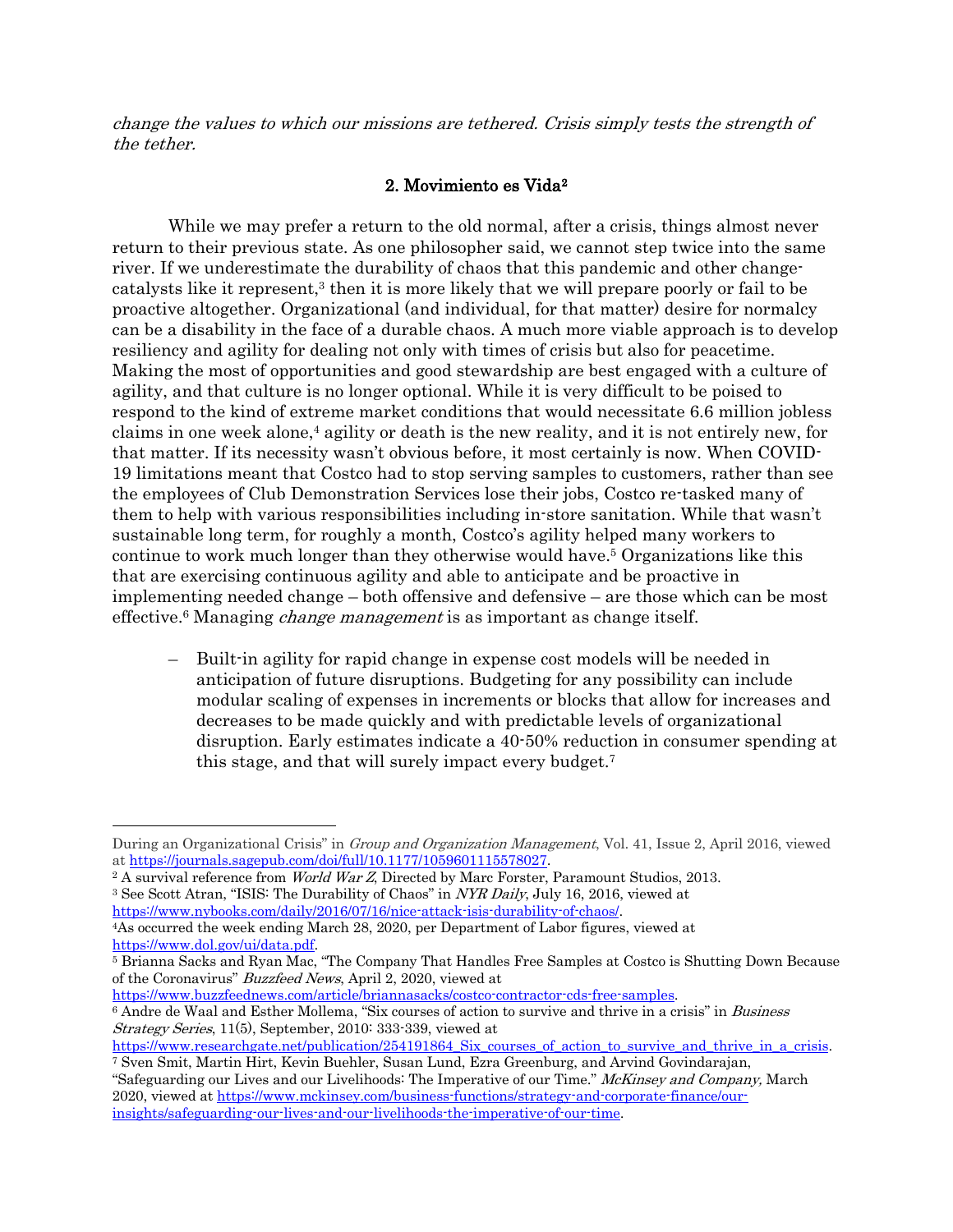*change the values to which our missions are tethered. Crisis simply tests the strength of the tether.*

## 2. Movimiento es Vida[2]

While we may prefer a return to the old normal, after a crisis, things almost never return to their previous state. As one philosopher said, we cannot step twice into the same river. If we underestimate the durability of chaos that this pandemic and other change-catalysts like it represent,[3] then it is more likely that we will prepare poorly or fail to be proactive altogether. Organizational (and individual, for that matter) desire for normalcy can be a disability in the face of a durable chaos. A much more viable approach is to develop resiliency and agility for dealing not only with times of crisis but also for peacetime. Making the most of opportunities and good stewardship are best engaged with a culture of agility, and that culture is no longer optional. While it is very difficult to be poised to respond to the kind of extreme market conditions that would necessitate 6.6 million jobless claims in one week alone,[4] agility or death is the new reality, and it is not entirely new, for that matter. If its necessity wasn't obvious before, it most certainly is now. When COVID-19 limitations meant that Costco had to stop serving samples to customers, rather than see the employees of Club Demonstration Services lose their jobs, Costco re-tasked many of them to help with various responsibilities including in-store sanitation. While that wasn't sustainable long term, for roughly a month, Costco's agility helped many workers to continue to work much longer than they otherwise would have.[5] Organizations like this that are exercising continuous agility and able to anticipate and be proactive in implementing needed change – both offensive and defensive – are those which can be most effective.[6] Managing *change management* is as important as change itself.

- Built-in agility for rapid change in expense cost models will be needed in anticipation of future disruptions. Budgeting for any possibility can include modular scaling of expenses in increments or blocks that allow for increases and decreases to be made quickly and with predictable levels of organizational disruption. Early estimates indicate a 40-50% reduction in consumer spending at this stage, and that will surely impact every budget.[7]

---

During an Organizational Crisis" in *Group and Organization Management*, Vol. 41, Issue 2, April 2016, viewed at https://journals.sagepub.com/doi/full/10.1177/1059601115578027.

[2] A survival reference from *World War Z*, Directed by Marc Forster, Paramount Studios, 2013.

[3] See Scott Atran, "ISIS: The Durability of Chaos" in *NYR Daily*, July 16, 2016, viewed at https://www.nybooks.com/daily/2016/07/16/nice-attack-isis-durability-of-chaos/.

[4] As occurred the week ending March 28, 2020, per Department of Labor figures, viewed at https://www.dol.gov/ui/data.pdf.

[5] Brianna Sacks and Ryan Mac, "The Company That Handles Free Samples at Costco is Shutting Down Because of the Coronavirus" *Buzzfeed News*, April 2, 2020, viewed at https://www.buzzfeednews.com/article/briannasacks/costco-contractor-cds-free-samples.

[6] Andre de Waal and Esther Mollema, "Six courses of action to survive and thrive in a crisis" in *Business Strategy Series*, 11(5), September, 2010: 333-339, viewed at https://www.researchgate.net/publication/254191864_Six_courses_of_action_to_survive_and_thrive_in_a_crisis.

[7] Sven Smit, Martin Hirt, Kevin Buehler, Susan Lund, Ezra Greenburg, and Arvind Govindarajan, "Safeguarding our Lives and our Livelihoods: The Imperative of our Time." *McKinsey and Company,* March 2020, viewed at https://www.mckinsey.com/business-functions/strategy-and-corporate-finance/our-insights/safeguarding-our-lives-and-our-livelihoods-the-imperative-of-our-time.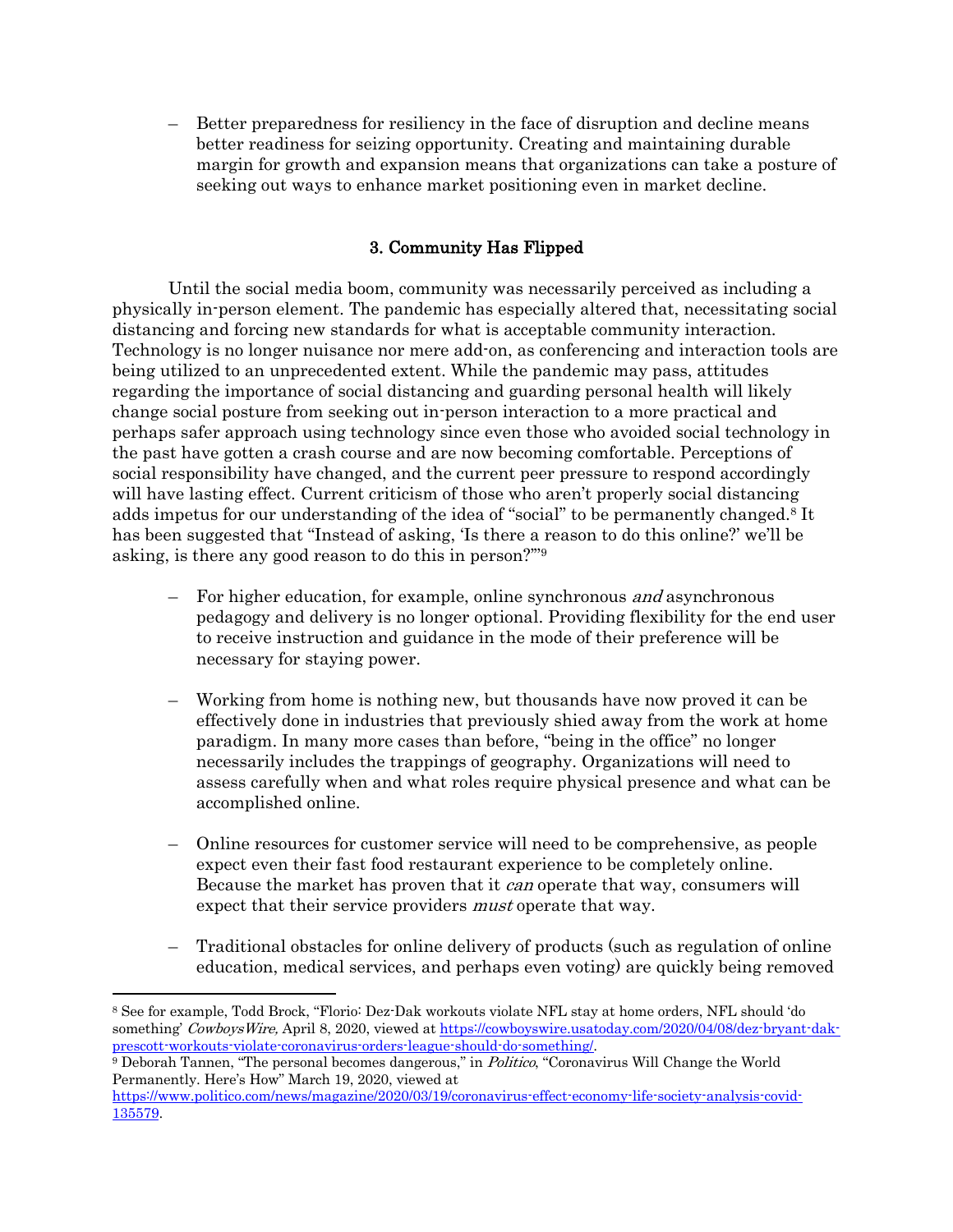– Better preparedness for resiliency in the face of disruption and decline means better readiness for seizing opportunity. Creating and maintaining durable margin for growth and expansion means that organizations can take a posture of seeking out ways to enhance market positioning even in market decline.

### 3. Community Has Flipped

Until the social media boom, community was necessarily perceived as including a physically in-person element. The pandemic has especially altered that, necessitating social distancing and forcing new standards for what is acceptable community interaction. Technology is no longer nuisance nor mere add-on, as conferencing and interaction tools are being utilized to an unprecedented extent. While the pandemic may pass, attitudes regarding the importance of social distancing and guarding personal health will likely change social posture from seeking out in-person interaction to a more practical and perhaps safer approach using technology since even those who avoided social technology in the past have gotten a crash course and are now becoming comfortable. Perceptions of social responsibility have changed, and the current peer pressure to respond accordingly will have lasting effect. Current criticism of those who aren't properly social distancing adds impetus for our understanding of the idea of "social" to be permanently changed.[8] It has been suggested that "Instead of asking, 'Is there a reason to do this online?' we'll be asking, is there any good reason to do this in person?'"[9]

– For higher education, for example, online synchronous *and* asynchronous pedagogy and delivery is no longer optional. Providing flexibility for the end user to receive instruction and guidance in the mode of their preference will be necessary for staying power.

– Working from home is nothing new, but thousands have now proved it can be effectively done in industries that previously shied away from the work at home paradigm. In many more cases than before, "being in the office" no longer necessarily includes the trappings of geography. Organizations will need to assess carefully when and what roles require physical presence and what can be accomplished online.

– Online resources for customer service will need to be comprehensive, as people expect even their fast food restaurant experience to be completely online. Because the market has proven that it *can* operate that way, consumers will expect that their service providers *must* operate that way.

– Traditional obstacles for online delivery of products (such as regulation of online education, medical services, and perhaps even voting) are quickly being removed

---

[8] See for example, Todd Brock, "Florio: Dez-Dak workouts violate NFL stay at home orders, NFL should 'do something' *CowboysWire,* April 8, 2020, viewed at https://cowboyswire.usatoday.com/2020/04/08/dez-bryant-dak-prescott-workouts-violate-coronavirus-orders-league-should-do-something/.

[9] Deborah Tannen, "The personal becomes dangerous," in *Politico*, "Coronavirus Will Change the World Permanently. Here's How" March 19, 2020, viewed at https://www.politico.com/news/magazine/2020/03/19/coronavirus-effect-economy-life-society-analysis-covid-135579.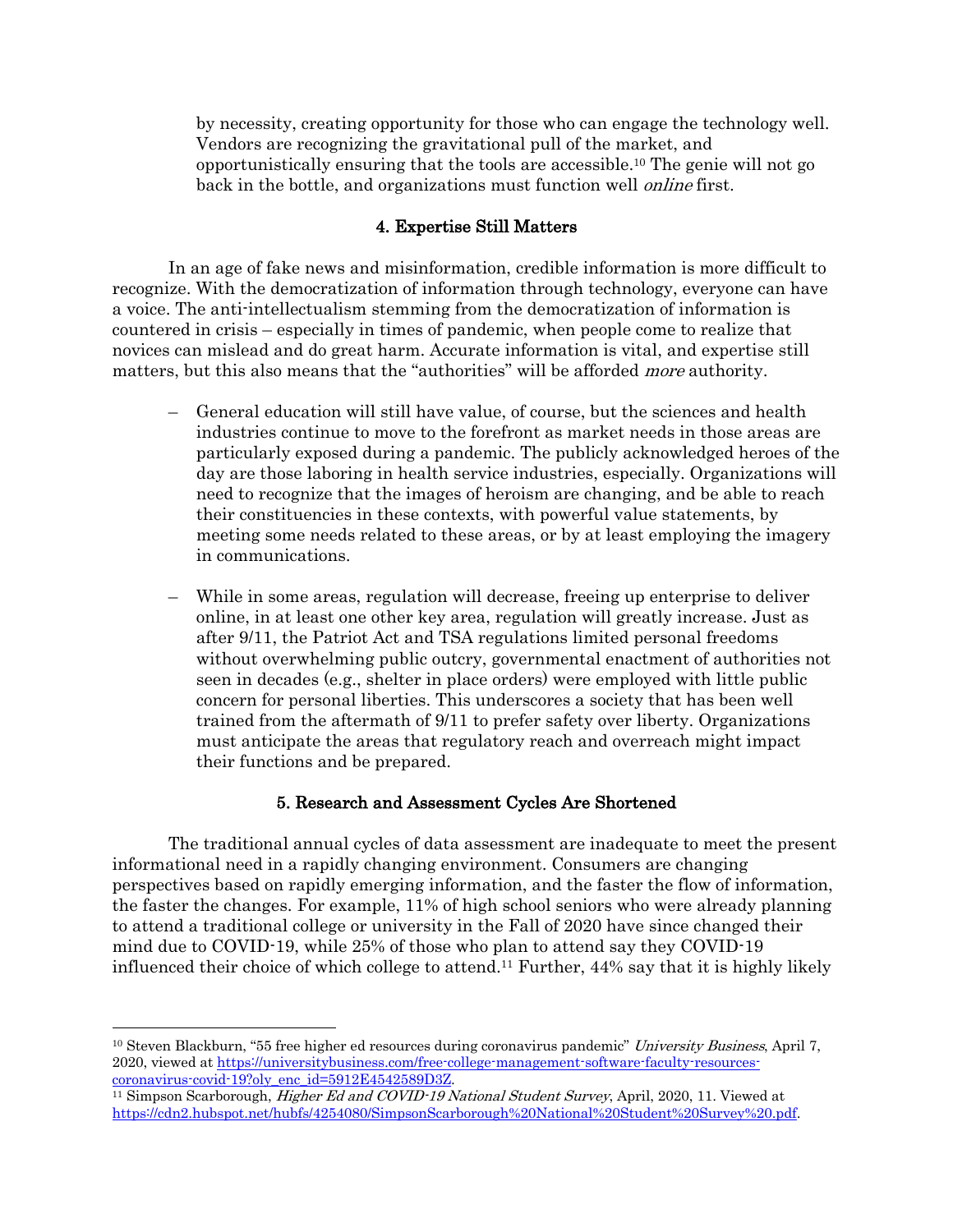by necessity, creating opportunity for those who can engage the technology well. Vendors are recognizing the gravitational pull of the market, and opportunistically ensuring that the tools are accessible.[10] The genie will not go back in the bottle, and organizations must function well *online* first.

### 4. Expertise Still Matters

In an age of fake news and misinformation, credible information is more difficult to recognize. With the democratization of information through technology, everyone can have a voice. The anti-intellectualism stemming from the democratization of information is countered in crisis – especially in times of pandemic, when people come to realize that novices can mislead and do great harm. Accurate information is vital, and expertise still matters, but this also means that the "authorities" will be afforded *more* authority.

- General education will still have value, of course, but the sciences and health industries continue to move to the forefront as market needs in those areas are particularly exposed during a pandemic. The publicly acknowledged heroes of the day are those laboring in health service industries, especially. Organizations will need to recognize that the images of heroism are changing, and be able to reach their constituencies in these contexts, with powerful value statements, by meeting some needs related to these areas, or by at least employing the imagery in communications.

- While in some areas, regulation will decrease, freeing up enterprise to deliver online, in at least one other key area, regulation will greatly increase. Just as after 9/11, the Patriot Act and TSA regulations limited personal freedoms without overwhelming public outcry, governmental enactment of authorities not seen in decades (e.g., shelter in place orders) were employed with little public concern for personal liberties. This underscores a society that has been well trained from the aftermath of 9/11 to prefer safety over liberty. Organizations must anticipate the areas that regulatory reach and overreach might impact their functions and be prepared.

### 5. Research and Assessment Cycles Are Shortened

The traditional annual cycles of data assessment are inadequate to meet the present informational need in a rapidly changing environment. Consumers are changing perspectives based on rapidly emerging information, and the faster the flow of information, the faster the changes. For example, 11% of high school seniors who were already planning to attend a traditional college or university in the Fall of 2020 have since changed their mind due to COVID-19, while 25% of those who plan to attend say they COVID-19 influenced their choice of which college to attend.[11] Further, 44% say that it is highly likely

---

[10] Steven Blackburn, "55 free higher ed resources during coronavirus pandemic" *University Business*, April 7, 2020, viewed at https://universitybusiness.com/free-college-management-software-faculty-resources-coronavirus-covid-19?oly_enc_id=5912E4542589D3Z.

[11] Simpson Scarborough, *Higher Ed and COVID-19 National Student Survey*, April, 2020, 11. Viewed at https://cdn2.hubspot.net/hubfs/4254080/SimpsonScarborough%20National%20Student%20Survey%20.pdf.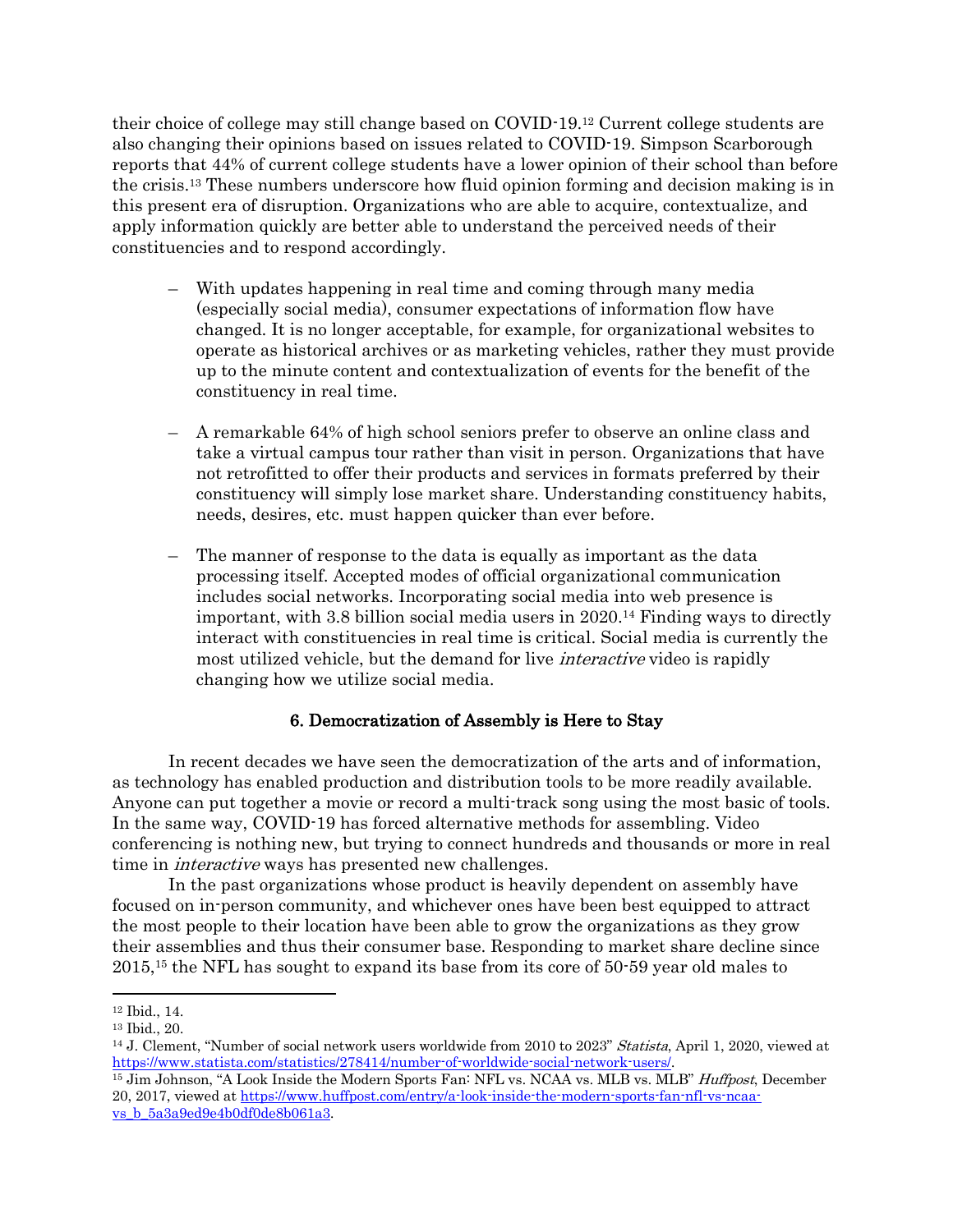their choice of college may still change based on COVID-19.[12] Current college students are also changing their opinions based on issues related to COVID-19. Simpson Scarborough reports that 44% of current college students have a lower opinion of their school than before the crisis.[13] These numbers underscore how fluid opinion forming and decision making is in this present era of disruption. Organizations who are able to acquire, contextualize, and apply information quickly are better able to understand the perceived needs of their constituencies and to respond accordingly.

- With updates happening in real time and coming through many media (especially social media), consumer expectations of information flow have changed. It is no longer acceptable, for example, for organizational websites to operate as historical archives or as marketing vehicles, rather they must provide up to the minute content and contextualization of events for the benefit of the constituency in real time.

- A remarkable 64% of high school seniors prefer to observe an online class and take a virtual campus tour rather than visit in person. Organizations that have not retrofitted to offer their products and services in formats preferred by their constituency will simply lose market share. Understanding constituency habits, needs, desires, etc. must happen quicker than ever before.

- The manner of response to the data is equally as important as the data processing itself. Accepted modes of official organizational communication includes social networks. Incorporating social media into web presence is important, with 3.8 billion social media users in 2020.[14] Finding ways to directly interact with constituencies in real time is critical. Social media is currently the most utilized vehicle, but the demand for live *interactive* video is rapidly changing how we utilize social media.

## 6. Democratization of Assembly is Here to Stay

In recent decades we have seen the democratization of the arts and of information, as technology has enabled production and distribution tools to be more readily available. Anyone can put together a movie or record a multi-track song using the most basic of tools. In the same way, COVID-19 has forced alternative methods for assembling. Video conferencing is nothing new, but trying to connect hundreds and thousands or more in real time in *interactive* ways has presented new challenges.

In the past organizations whose product is heavily dependent on assembly have focused on in-person community, and whichever ones have been best equipped to attract the most people to their location have been able to grow the organizations as they grow their assemblies and thus their consumer base. Responding to market share decline since 2015,[15] the NFL has sought to expand its base from its core of 50-59 year old males to

---

[12] Ibid., 14.

[13] Ibid., 20.

[14] J. Clement, "Number of social network users worldwide from 2010 to 2023" *Statista*, April 1, 2020, viewed at https://www.statista.com/statistics/278414/number-of-worldwide-social-network-users/.

[15] Jim Johnson, "A Look Inside the Modern Sports Fan: NFL vs. NCAA vs. MLB vs. MLB" *Huffpost*, December 20, 2017, viewed at https://www.huffpost.com/entry/a-look-inside-the-modern-sports-fan-nfl-vs-ncaa-vs_b_5a3a9ed9e4b0df0de8b061a3.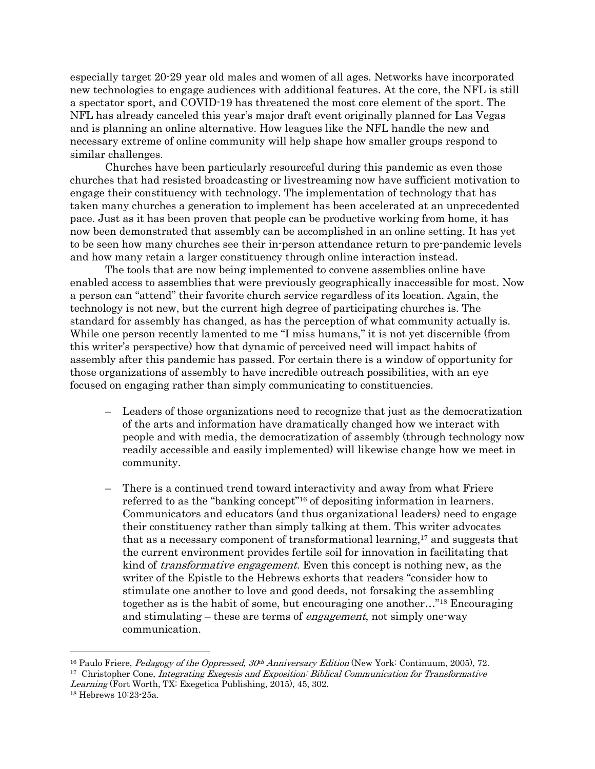especially target 20-29 year old males and women of all ages. Networks have incorporated new technologies to engage audiences with additional features. At the core, the NFL is still a spectator sport, and COVID-19 has threatened the most core element of the sport. The NFL has already canceled this year's major draft event originally planned for Las Vegas and is planning an online alternative. How leagues like the NFL handle the new and necessary extreme of online community will help shape how smaller groups respond to similar challenges.

Churches have been particularly resourceful during this pandemic as even those churches that had resisted broadcasting or livestreaming now have sufficient motivation to engage their constituency with technology. The implementation of technology that has taken many churches a generation to implement has been accelerated at an unprecedented pace. Just as it has been proven that people can be productive working from home, it has now been demonstrated that assembly can be accomplished in an online setting. It has yet to be seen how many churches see their in-person attendance return to pre-pandemic levels and how many retain a larger constituency through online interaction instead.

The tools that are now being implemented to convene assemblies online have enabled access to assemblies that were previously geographically inaccessible for most. Now a person can "attend" their favorite church service regardless of its location. Again, the technology is not new, but the current high degree of participating churches is. The standard for assembly has changed, as has the perception of what community actually is. While one person recently lamented to me "I miss humans," it is not yet discernible (from this writer's perspective) how that dynamic of perceived need will impact habits of assembly after this pandemic has passed. For certain there is a window of opportunity for those organizations of assembly to have incredible outreach possibilities, with an eye focused on engaging rather than simply communicating to constituencies.

- Leaders of those organizations need to recognize that just as the democratization of the arts and information have dramatically changed how we interact with people and with media, the democratization of assembly (through technology now readily accessible and easily implemented) will likewise change how we meet in community.

- There is a continued trend toward interactivity and away from what Friere referred to as the "banking concept"[16] of depositing information in learners. Communicators and educators (and thus organizational leaders) need to engage their constituency rather than simply talking at them. This writer advocates that as a necessary component of transformational learning,[17] and suggests that the current environment provides fertile soil for innovation in facilitating that kind of *transformative engagement*. Even this concept is nothing new, as the writer of the Epistle to the Hebrews exhorts that readers "consider how to stimulate one another to love and good deeds, not forsaking the assembling together as is the habit of some, but encouraging one another…"[18] Encouraging and stimulating – these are terms of *engagement*, not simply one-way communication.

---

[16] Paulo Friere, *Pedagogy of the Oppressed, 30th Anniversary Edition* (New York: Continuum, 2005), 72.

[17] Christopher Cone, *Integrating Exegesis and Exposition: Biblical Communication for Transformative Learning* (Fort Worth, TX: Exegetica Publishing, 2015), 45, 302.

[18] Hebrews 10:23-25a.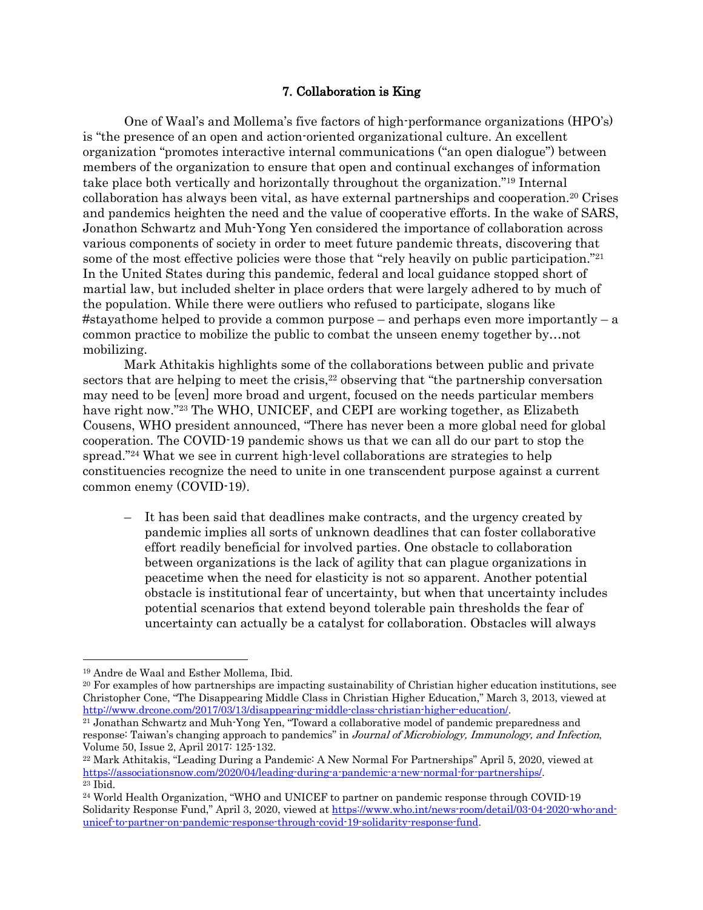## 7. Collaboration is King

One of Waal's and Mollema's five factors of high-performance organizations (HPO's) is "the presence of an open and action-oriented organizational culture. An excellent organization "promotes interactive internal communications ("an open dialogue") between members of the organization to ensure that open and continual exchanges of information take place both vertically and horizontally throughout the organization."[19] Internal collaboration has always been vital, as have external partnerships and cooperation.[20] Crises and pandemics heighten the need and the value of cooperative efforts. In the wake of SARS, Jonathon Schwartz and Muh-Yong Yen considered the importance of collaboration across various components of society in order to meet future pandemic threats, discovering that some of the most effective policies were those that "rely heavily on public participation."[21] In the United States during this pandemic, federal and local guidance stopped short of martial law, but included shelter in place orders that were largely adhered to by much of the population. While there were outliers who refused to participate, slogans like #stayathome helped to provide a common purpose – and perhaps even more importantly – a common practice to mobilize the public to combat the unseen enemy together by…not mobilizing.

Mark Athitakis highlights some of the collaborations between public and private sectors that are helping to meet the crisis,[22] observing that "the partnership conversation may need to be [even] more broad and urgent, focused on the needs particular members have right now."[23] The WHO, UNICEF, and CEPI are working together, as Elizabeth Cousens, WHO president announced, "There has never been a more global need for global cooperation. The COVID-19 pandemic shows us that we can all do our part to stop the spread."[24] What we see in current high-level collaborations are strategies to help constituencies recognize the need to unite in one transcendent purpose against a current common enemy (COVID-19).

- It has been said that deadlines make contracts, and the urgency created by pandemic implies all sorts of unknown deadlines that can foster collaborative effort readily beneficial for involved parties. One obstacle to collaboration between organizations is the lack of agility that can plague organizations in peacetime when the need for elasticity is not so apparent. Another potential obstacle is institutional fear of uncertainty, but when that uncertainty includes potential scenarios that extend beyond tolerable pain thresholds the fear of uncertainty can actually be a catalyst for collaboration. Obstacles will always

---

[19] Andre de Waal and Esther Mollema, Ibid.

[20] For examples of how partnerships are impacting sustainability of Christian higher education institutions, see Christopher Cone, "The Disappearing Middle Class in Christian Higher Education," March 3, 2013, viewed at http://www.drcone.com/2017/03/13/disappearing-middle-class-christian-higher-education/.

[21] Jonathan Schwartz and Muh-Yong Yen, "Toward a collaborative model of pandemic preparedness and response: Taiwan's changing approach to pandemics" in *Journal of Microbiology, Immunology, and Infection*, Volume 50, Issue 2, April 2017: 125-132.

[22] Mark Athitakis, "Leading During a Pandemic: A New Normal For Partnerships" April 5, 2020, viewed at https://associationsnow.com/2020/04/leading-during-a-pandemic-a-new-normal-for-partnerships/.

[23] Ibid.

[24] World Health Organization, "WHO and UNICEF to partner on pandemic response through COVID-19 Solidarity Response Fund," April 3, 2020, viewed at https://www.who.int/news-room/detail/03-04-2020-who-and-unicef-to-partner-on-pandemic-response-through-covid-19-solidarity-response-fund.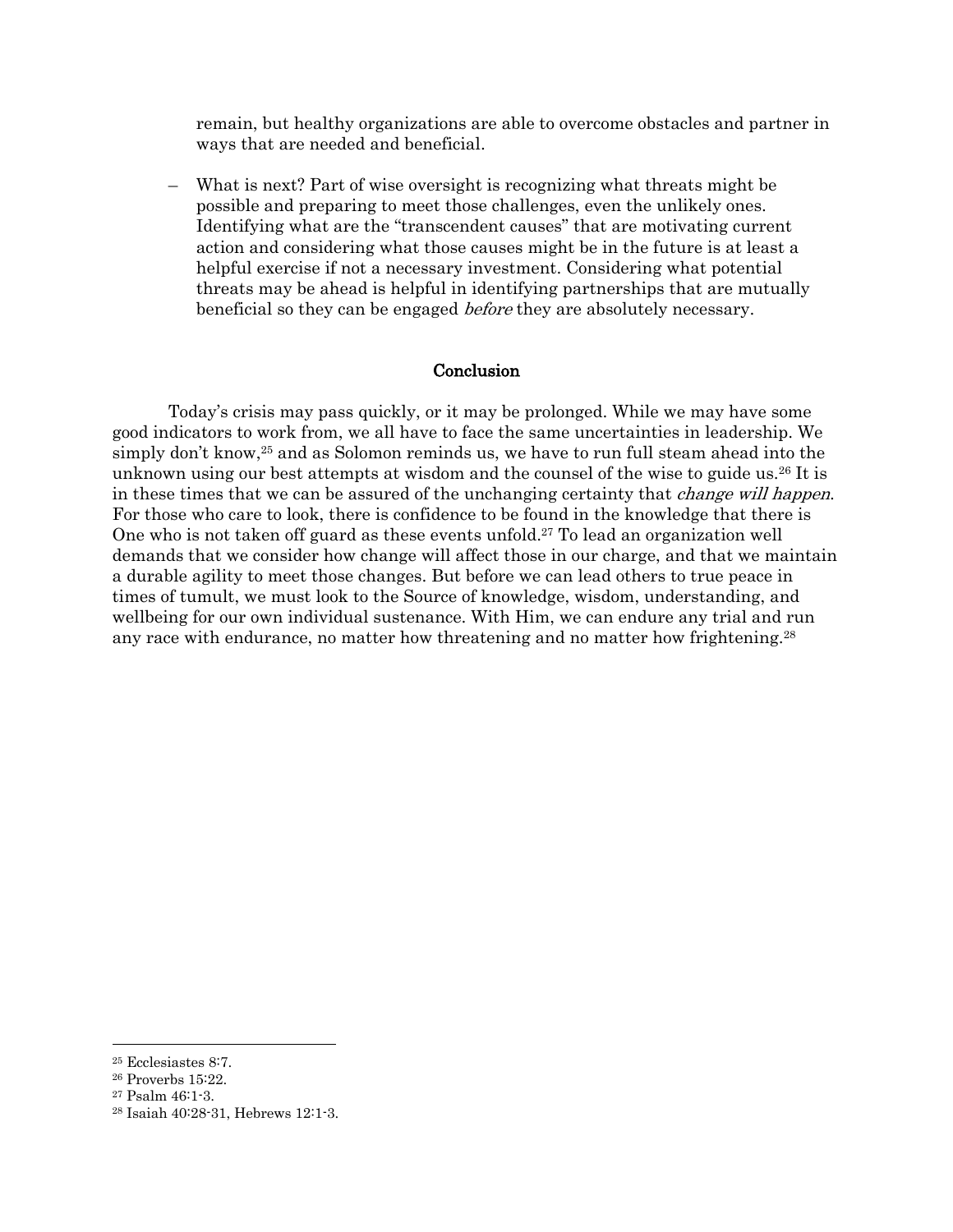remain, but healthy organizations are able to overcome obstacles and partner in ways that are needed and beneficial.

– What is next? Part of wise oversight is recognizing what threats might be possible and preparing to meet those challenges, even the unlikely ones. Identifying what are the "transcendent causes" that are motivating current action and considering what those causes might be in the future is at least a helpful exercise if not a necessary investment. Considering what potential threats may be ahead is helpful in identifying partnerships that are mutually beneficial so they can be engaged *before* they are absolutely necessary.

## Conclusion

Today's crisis may pass quickly, or it may be prolonged. While we may have some good indicators to work from, we all have to face the same uncertainties in leadership. We simply don't know,[25] and as Solomon reminds us, we have to run full steam ahead into the unknown using our best attempts at wisdom and the counsel of the wise to guide us.[26] It is in these times that we can be assured of the unchanging certainty that *change will happen*. For those who care to look, there is confidence to be found in the knowledge that there is One who is not taken off guard as these events unfold.[27] To lead an organization well demands that we consider how change will affect those in our charge, and that we maintain a durable agility to meet those changes. But before we can lead others to true peace in times of tumult, we must look to the Source of knowledge, wisdom, understanding, and wellbeing for our own individual sustenance. With Him, we can endure any trial and run any race with endurance, no matter how threatening and no matter how frightening.[28]

---

[25] Ecclesiastes 8:7.

[26] Proverbs 15:22.

[27] Psalm 46:1-3.

[28] Isaiah 40:28-31, Hebrews 12:1-3.